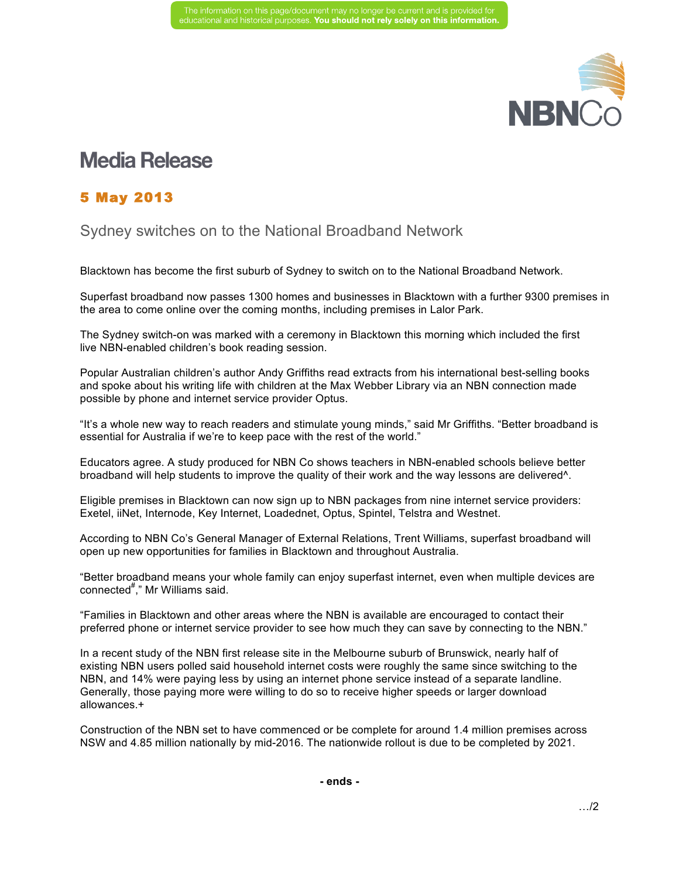The information on this page/document may no longer be current and is provided for educational and historical purposes. **You should not rely solely on this information.**

NBNCo

# Media Release

## 5 May 2013

### Sydney switches on to the National Broadband Network

Blacktown has become the first suburb of Sydney to switch on to the National Broadband Network.

Superfast broadband now passes 1300 homes and businesses in Blacktown with a further 9300 premises in the area to come online over the coming months, including premises in Lalor Park.

The Sydney switch-on was marked with a ceremony in Blacktown this morning which included the first live NBN-enabled children's book reading session.

Popular Australian children's author Andy Griffiths read extracts from his international best-selling books and spoke about his writing life with children at the Max Webber Library via an NBN connection made possible by phone and internet service provider Optus.

"It's a whole new way to reach readers and stimulate young minds," said Mr Griffiths. "Better broadband is essential for Australia if we're to keep pace with the rest of the world."

Educators agree. A study produced for NBN Co shows teachers in NBN-enabled schools believe better broadband will help students to improve the quality of their work and the way lessons are delivered^.

Eligible premises in Blacktown can now sign up to NBN packages from nine internet service providers: Exetel, iiNet, Internode, Key Internet, Loadednet, Optus, Spintel, Telstra and Westnet.

According to NBN Co's General Manager of External Relations, Trent Williams, superfast broadband will open up new opportunities for families in Blacktown and throughout Australia.

"Better broadband means your whole family can enjoy superfast internet, even when multiple devices are connected[#]," Mr Williams said.

"Families in Blacktown and other areas where the NBN is available are encouraged to contact their preferred phone or internet service provider to see how much they can save by connecting to the NBN."

In a recent study of the NBN first release site in the Melbourne suburb of Brunswick, nearly half of existing NBN users polled said household internet costs were roughly the same since switching to the NBN, and 14% were paying less by using an internet phone service instead of a separate landline. Generally, those paying more were willing to do so to receive higher speeds or larger download allowances.+

Construction of the NBN set to have commenced or be complete for around 1.4 million premises across NSW and 4.85 million nationally by mid-2016. The nationwide rollout is due to be completed by 2021.

**- ends -**

…/2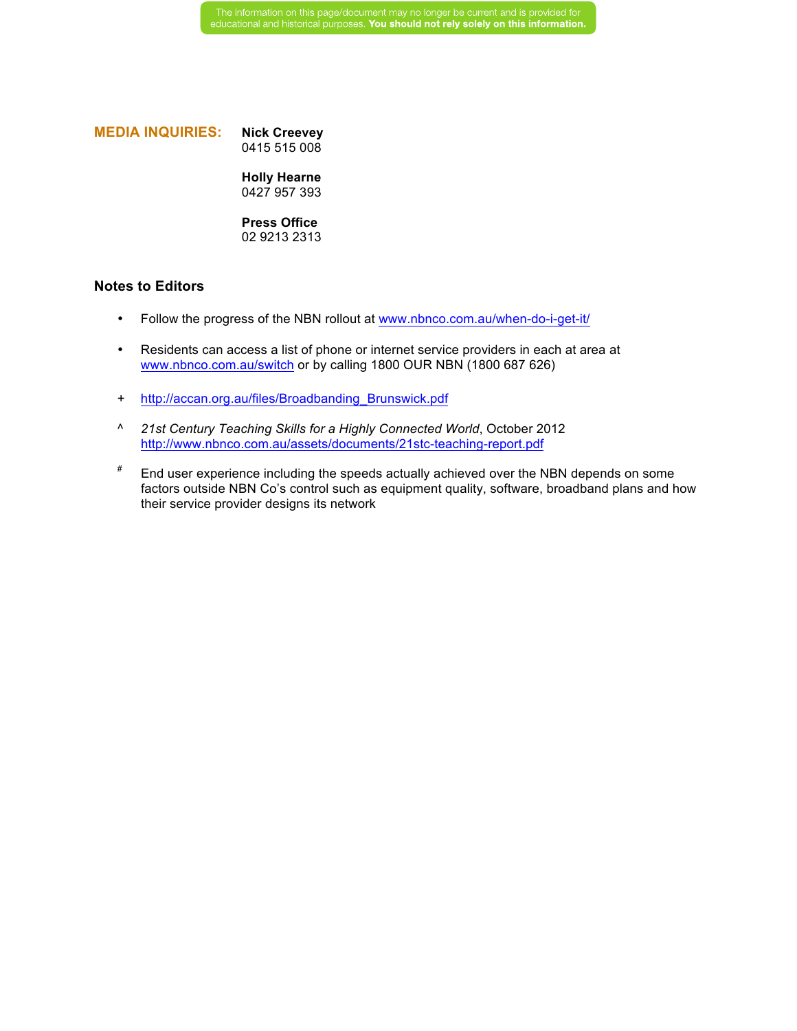The information on this page/document may no longer be current and is provided for educational and historical purposes. **You should not rely solely on this information.**

**MEDIA INQUIRIES:**

**Nick Creevey**
0415 515 008

**Holly Hearne**
0427 957 393

**Press Office**
02 9213 2313

**Notes to Editors**

- Follow the progress of the NBN rollout at www.nbnco.com.au/when-do-i-get-it/
- Residents can access a list of phone or internet service providers in each at area at www.nbnco.com.au/switch or by calling 1800 OUR NBN (1800 687 626)

+ http://accan.org.au/files/Broadbanding_Brunswick.pdf

^ *21st Century Teaching Skills for a Highly Connected World*, October 2012 http://www.nbnco.com.au/assets/documents/21stc-teaching-report.pdf

# End user experience including the speeds actually achieved over the NBN depends on some factors outside NBN Co's control such as equipment quality, software, broadband plans and how their service provider designs its network